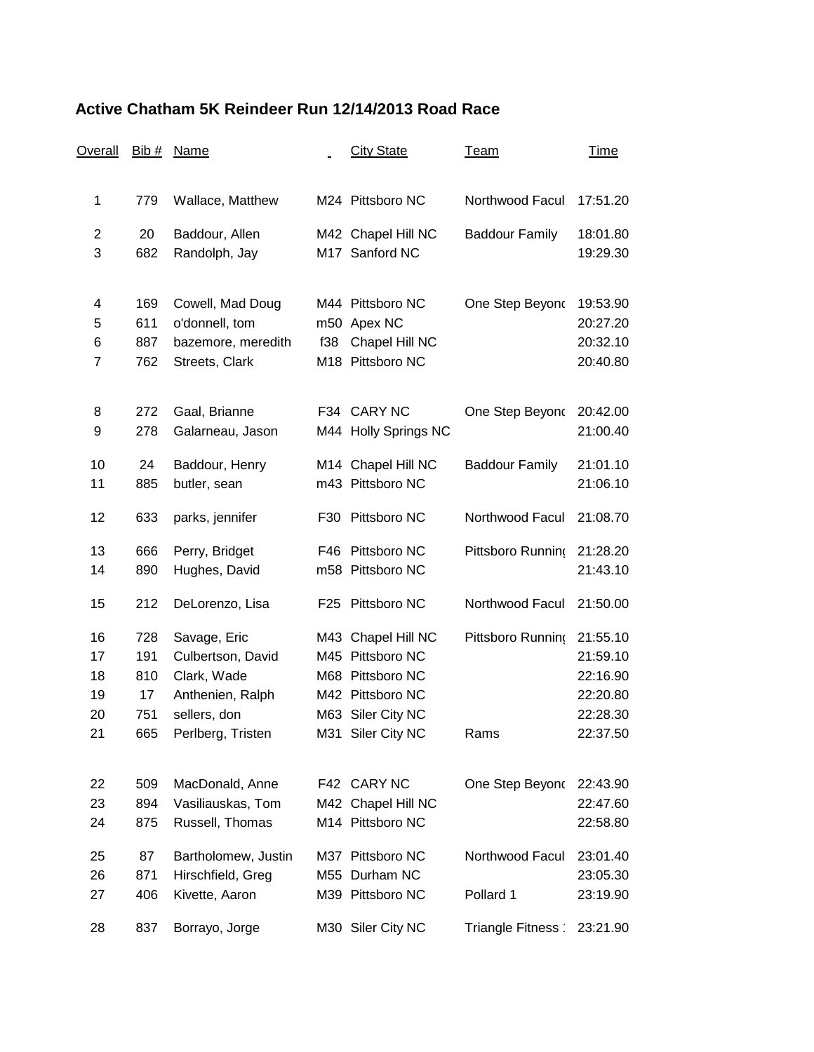## Active Chatham 5K Reindeer Run 12/14/2013 Road Race

| Overall | Bib # | Name | _ | City State | Team | Time |
|---|---|---|---|---|---|---|
| 1 | 779 | Wallace, Matthew | M24 | Pittsboro NC | Northwood Facul | 17:51.20 |
| 2 | 20 | Baddour, Allen | M42 | Chapel Hill NC | Baddour Family | 18:01.80 |
| 3 | 682 | Randolph, Jay | M17 | Sanford NC | | 19:29.30 |
| 4 | 169 | Cowell, Mad Doug | M44 | Pittsboro NC | One Step Beyond | 19:53.90 |
| 5 | 611 | o'donnell, tom | m50 | Apex NC | | 20:27.20 |
| 6 | 887 | bazemore, meredith | f38 | Chapel Hill NC | | 20:32.10 |
| 7 | 762 | Streets, Clark | M18 | Pittsboro NC | | 20:40.80 |
| 8 | 272 | Gaal, Brianne | F34 | CARY NC | One Step Beyond | 20:42.00 |
| 9 | 278 | Galarneau, Jason | M44 | Holly Springs NC | | 21:00.40 |
| 10 | 24 | Baddour, Henry | M14 | Chapel Hill NC | Baddour Family | 21:01.10 |
| 11 | 885 | butler, sean | m43 | Pittsboro NC | | 21:06.10 |
| 12 | 633 | parks, jennifer | F30 | Pittsboro NC | Northwood Facul | 21:08.70 |
| 13 | 666 | Perry, Bridget | F46 | Pittsboro NC | Pittsboro Running | 21:28.20 |
| 14 | 890 | Hughes, David | m58 | Pittsboro NC | | 21:43.10 |
| 15 | 212 | DeLorenzo, Lisa | F25 | Pittsboro NC | Northwood Facul | 21:50.00 |
| 16 | 728 | Savage, Eric | M43 | Chapel Hill NC | Pittsboro Running | 21:55.10 |
| 17 | 191 | Culbertson, David | M45 | Pittsboro NC | | 21:59.10 |
| 18 | 810 | Clark, Wade | M68 | Pittsboro NC | | 22:16.90 |
| 19 | 17 | Anthenien, Ralph | M42 | Pittsboro NC | | 22:20.80 |
| 20 | 751 | sellers, don | M63 | Siler City NC | | 22:28.30 |
| 21 | 665 | Perlberg, Tristen | M31 | Siler City NC | Rams | 22:37.50 |
| 22 | 509 | MacDonald, Anne | F42 | CARY NC | One Step Beyond | 22:43.90 |
| 23 | 894 | Vasiliauskas, Tom | M42 | Chapel Hill NC | | 22:47.60 |
| 24 | 875 | Russell, Thomas | M14 | Pittsboro NC | | 22:58.80 |
| 25 | 87 | Bartholomew, Justin | M37 | Pittsboro NC | Northwood Facul | 23:01.40 |
| 26 | 871 | Hirschfield, Greg | M55 | Durham NC | | 23:05.30 |
| 27 | 406 | Kivette, Aaron | M39 | Pittsboro NC | Pollard 1 | 23:19.90 |
| 28 | 837 | Borrayo, Jorge | M30 | Siler City NC | Triangle Fitness : | 23:21.90 |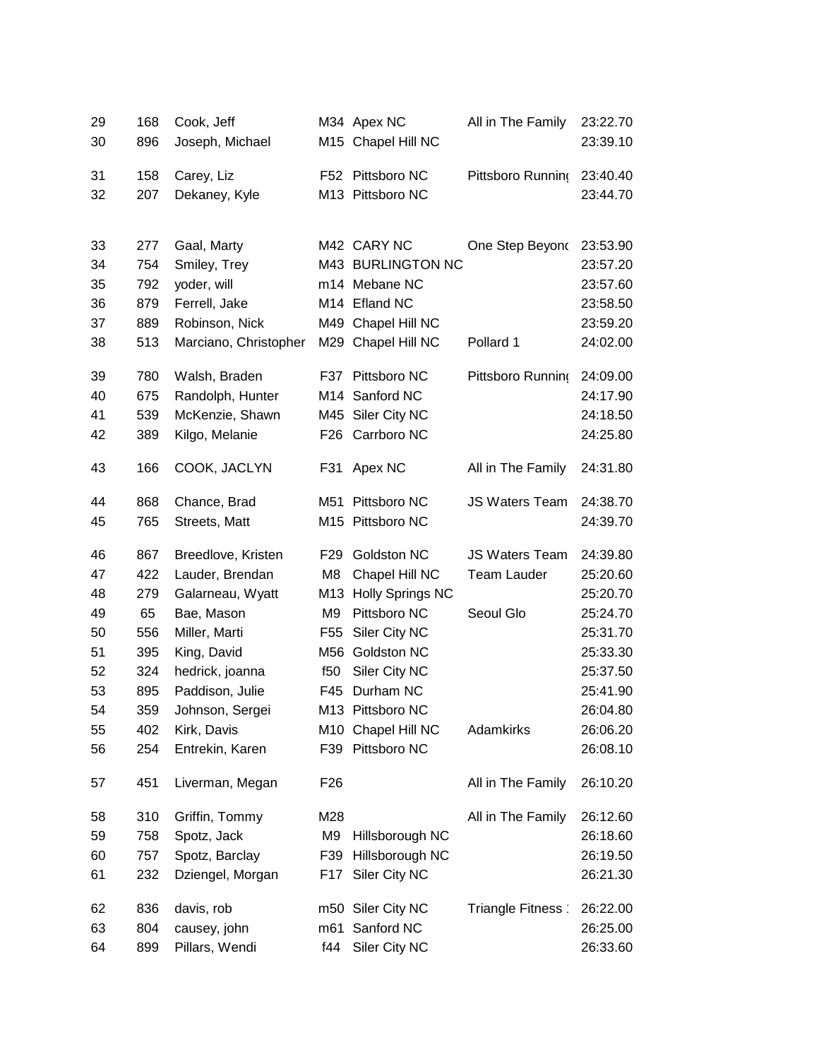| | | | | | | |
|---|---|---|---|---|---|---|
| 29 | 168 | Cook, Jeff | M34 | Apex NC | All in The Family | 23:22.70 |
| 30 | 896 | Joseph, Michael | M15 | Chapel Hill NC | | 23:39.10 |
| 31 | 158 | Carey, Liz | F52 | Pittsboro NC | Pittsboro Running | 23:40.40 |
| 32 | 207 | Dekaney, Kyle | M13 | Pittsboro NC | | 23:44.70 |
| 33 | 277 | Gaal, Marty | M42 | CARY NC | One Step Beyond | 23:53.90 |
| 34 | 754 | Smiley, Trey | M43 | BURLINGTON NC | | 23:57.20 |
| 35 | 792 | yoder, will | m14 | Mebane NC | | 23:57.60 |
| 36 | 879 | Ferrell, Jake | M14 | Efland NC | | 23:58.50 |
| 37 | 889 | Robinson, Nick | M49 | Chapel Hill NC | | 23:59.20 |
| 38 | 513 | Marciano, Christopher | M29 | Chapel Hill NC | Pollard 1 | 24:02.00 |
| 39 | 780 | Walsh, Braden | F37 | Pittsboro NC | Pittsboro Running | 24:09.00 |
| 40 | 675 | Randolph, Hunter | M14 | Sanford NC | | 24:17.90 |
| 41 | 539 | McKenzie, Shawn | M45 | Siler City NC | | 24:18.50 |
| 42 | 389 | Kilgo, Melanie | F26 | Carrboro NC | | 24:25.80 |
| 43 | 166 | COOK, JACLYN | F31 | Apex NC | All in The Family | 24:31.80 |
| 44 | 868 | Chance, Brad | M51 | Pittsboro NC | JS Waters Team | 24:38.70 |
| 45 | 765 | Streets, Matt | M15 | Pittsboro NC | | 24:39.70 |
| 46 | 867 | Breedlove, Kristen | F29 | Goldston NC | JS Waters Team | 24:39.80 |
| 47 | 422 | Lauder, Brendan | M8 | Chapel Hill NC | Team Lauder | 25:20.60 |
| 48 | 279 | Galarneau, Wyatt | M13 | Holly Springs NC | | 25:20.70 |
| 49 | 65 | Bae, Mason | M9 | Pittsboro NC | Seoul Glo | 25:24.70 |
| 50 | 556 | Miller, Marti | F55 | Siler City NC | | 25:31.70 |
| 51 | 395 | King, David | M56 | Goldston NC | | 25:33.30 |
| 52 | 324 | hedrick, joanna | f50 | Siler City NC | | 25:37.50 |
| 53 | 895 | Paddison, Julie | F45 | Durham NC | | 25:41.90 |
| 54 | 359 | Johnson, Sergei | M13 | Pittsboro NC | | 26:04.80 |
| 55 | 402 | Kirk, Davis | M10 | Chapel Hill NC | Adamkirks | 26:06.20 |
| 56 | 254 | Entrekin, Karen | F39 | Pittsboro NC | | 26:08.10 |
| 57 | 451 | Liverman, Megan | F26 | | All in The Family | 26:10.20 |
| 58 | 310 | Griffin, Tommy | M28 | | All in The Family | 26:12.60 |
| 59 | 758 | Spotz, Jack | M9 | Hillsborough NC | | 26:18.60 |
| 60 | 757 | Spotz, Barclay | F39 | Hillsborough NC | | 26:19.50 |
| 61 | 232 | Dziengel, Morgan | F17 | Siler City NC | | 26:21.30 |
| 62 | 836 | davis, rob | m50 | Siler City NC | Triangle Fitness | 26:22.00 |
| 63 | 804 | causey, john | m61 | Sanford NC | | 26:25.00 |
| 64 | 899 | Pillars, Wendi | f44 | Siler City NC | | 26:33.60 |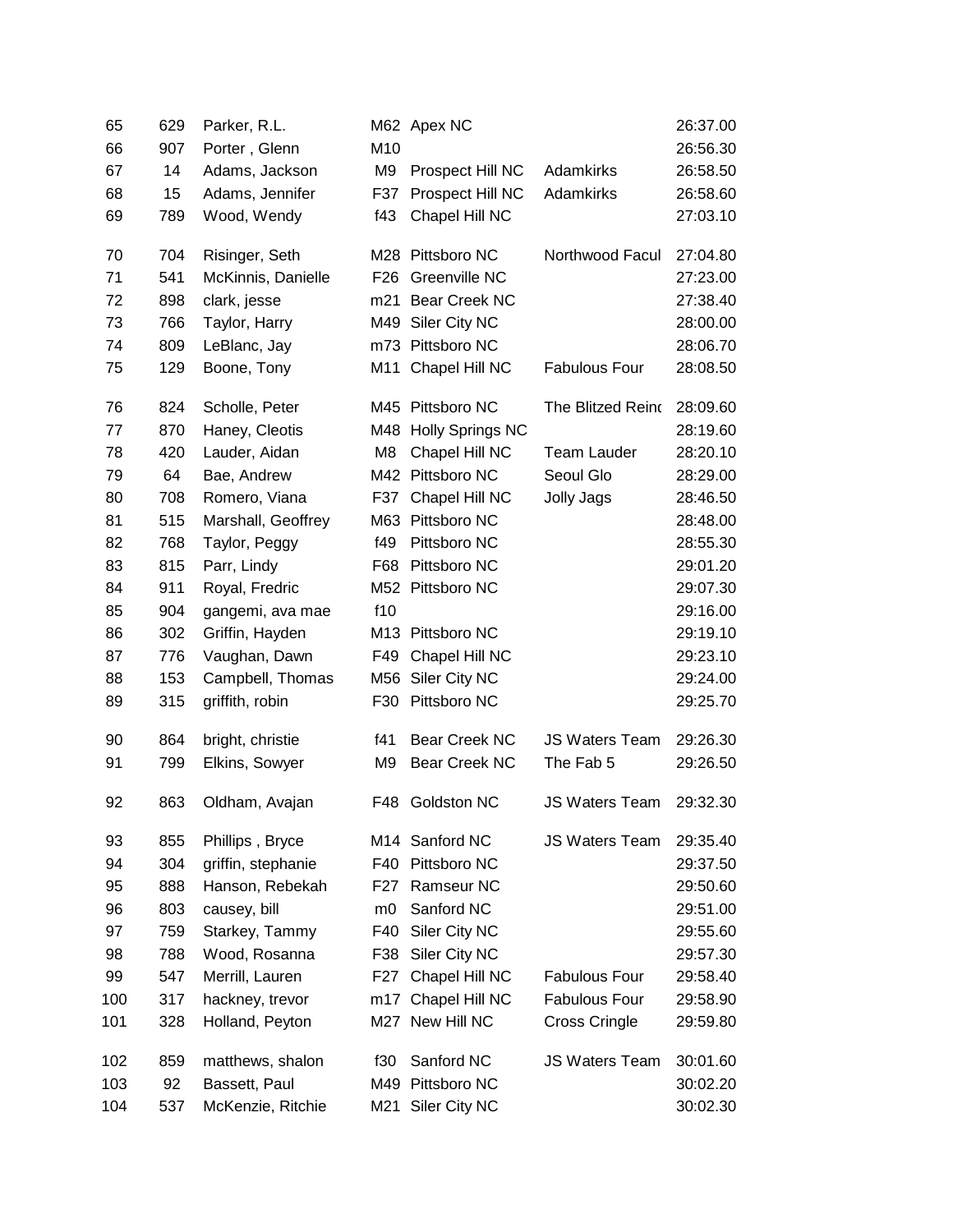| | | | | | | |
|---|---|---|---|---|---|---|
| 65 | 629 | Parker, R.L. | M62 | Apex NC | | 26:37.00 |
| 66 | 907 | Porter , Glenn | M10 | | | 26:56.30 |
| 67 | 14 | Adams, Jackson | M9 | Prospect Hill NC | Adamkirks | 26:58.50 |
| 68 | 15 | Adams, Jennifer | F37 | Prospect Hill NC | Adamkirks | 26:58.60 |
| 69 | 789 | Wood, Wendy | f43 | Chapel Hill NC | | 27:03.10 |
| 70 | 704 | Risinger, Seth | M28 | Pittsboro NC | Northwood Facul | 27:04.80 |
| 71 | 541 | McKinnis, Danielle | F26 | Greenville NC | | 27:23.00 |
| 72 | 898 | clark, jesse | m21 | Bear Creek NC | | 27:38.40 |
| 73 | 766 | Taylor, Harry | M49 | Siler City NC | | 28:00.00 |
| 74 | 809 | LeBlanc, Jay | m73 | Pittsboro NC | | 28:06.70 |
| 75 | 129 | Boone, Tony | M11 | Chapel Hill NC | Fabulous Four | 28:08.50 |
| 76 | 824 | Scholle, Peter | M45 | Pittsboro NC | The Blitzed Reinc | 28:09.60 |
| 77 | 870 | Haney, Cleotis | M48 | Holly Springs NC | | 28:19.60 |
| 78 | 420 | Lauder, Aidan | M8 | Chapel Hill NC | Team Lauder | 28:20.10 |
| 79 | 64 | Bae, Andrew | M42 | Pittsboro NC | Seoul Glo | 28:29.00 |
| 80 | 708 | Romero, Viana | F37 | Chapel Hill NC | Jolly Jags | 28:46.50 |
| 81 | 515 | Marshall, Geoffrey | M63 | Pittsboro NC | | 28:48.00 |
| 82 | 768 | Taylor, Peggy | f49 | Pittsboro NC | | 28:55.30 |
| 83 | 815 | Parr, Lindy | F68 | Pittsboro NC | | 29:01.20 |
| 84 | 911 | Royal, Fredric | M52 | Pittsboro NC | | 29:07.30 |
| 85 | 904 | gangemi, ava mae | f10 | | | 29:16.00 |
| 86 | 302 | Griffin, Hayden | M13 | Pittsboro NC | | 29:19.10 |
| 87 | 776 | Vaughan, Dawn | F49 | Chapel Hill NC | | 29:23.10 |
| 88 | 153 | Campbell, Thomas | M56 | Siler City NC | | 29:24.00 |
| 89 | 315 | griffith, robin | F30 | Pittsboro NC | | 29:25.70 |
| 90 | 864 | bright, christie | f41 | Bear Creek NC | JS Waters Team | 29:26.30 |
| 91 | 799 | Elkins, Sowyer | M9 | Bear Creek NC | The Fab 5 | 29:26.50 |
| 92 | 863 | Oldham, Avajan | F48 | Goldston NC | JS Waters Team | 29:32.30 |
| 93 | 855 | Phillips , Bryce | M14 | Sanford NC | JS Waters Team | 29:35.40 |
| 94 | 304 | griffin, stephanie | F40 | Pittsboro NC | | 29:37.50 |
| 95 | 888 | Hanson, Rebekah | F27 | Ramseur NC | | 29:50.60 |
| 96 | 803 | causey, bill | m0 | Sanford NC | | 29:51.00 |
| 97 | 759 | Starkey, Tammy | F40 | Siler City NC | | 29:55.60 |
| 98 | 788 | Wood, Rosanna | F38 | Siler City NC | | 29:57.30 |
| 99 | 547 | Merrill, Lauren | F27 | Chapel Hill NC | Fabulous Four | 29:58.40 |
| 100 | 317 | hackney, trevor | m17 | Chapel Hill NC | Fabulous Four | 29:58.90 |
| 101 | 328 | Holland, Peyton | M27 | New Hill NC | Cross Cringle | 29:59.80 |
| 102 | 859 | matthews, shalon | f30 | Sanford NC | JS Waters Team | 30:01.60 |
| 103 | 92 | Bassett, Paul | M49 | Pittsboro NC | | 30:02.20 |
| 104 | 537 | McKenzie, Ritchie | M21 | Siler City NC | | 30:02.30 |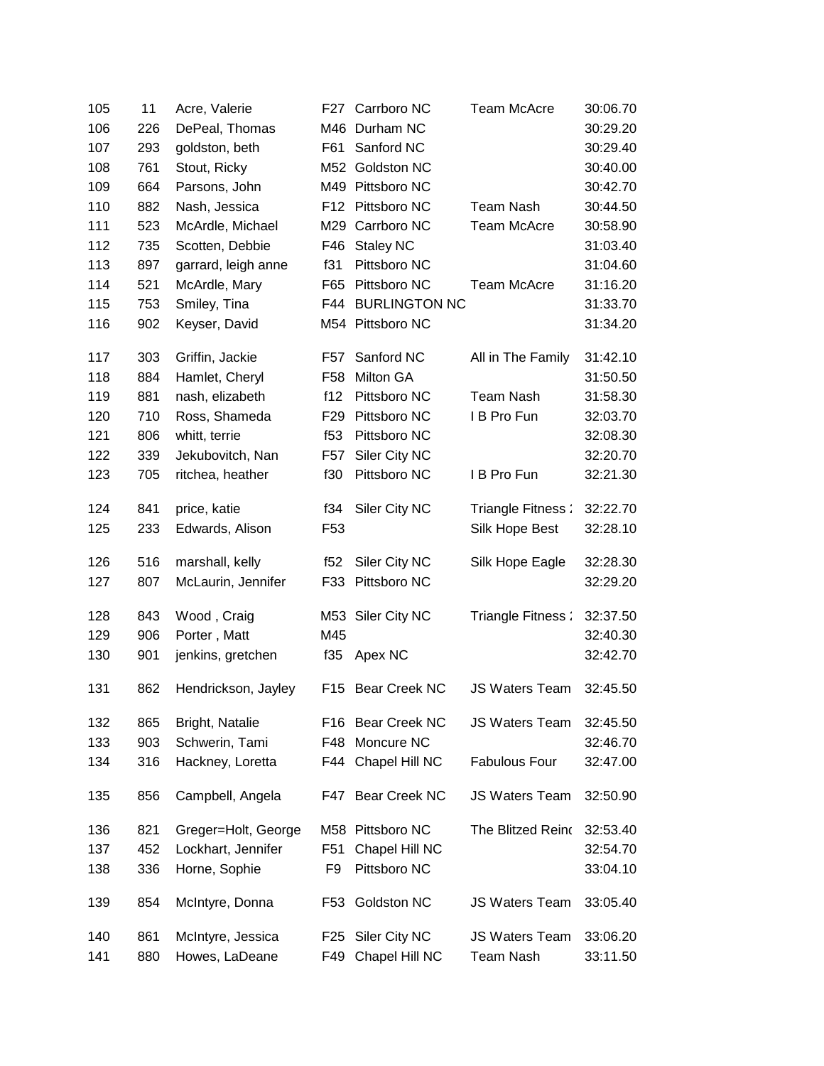| | | | | | | |
|---|---|---|---|---|---|---|
| 105 | 11 | Acre, Valerie | F27 | Carrboro NC | Team McAcre | 30:06.70 |
| 106 | 226 | DePeal, Thomas | M46 | Durham NC | | 30:29.20 |
| 107 | 293 | goldston, beth | F61 | Sanford NC | | 30:29.40 |
| 108 | 761 | Stout, Ricky | M52 | Goldston NC | | 30:40.00 |
| 109 | 664 | Parsons, John | M49 | Pittsboro NC | | 30:42.70 |
| 110 | 882 | Nash, Jessica | F12 | Pittsboro NC | Team Nash | 30:44.50 |
| 111 | 523 | McArdle, Michael | M29 | Carrboro NC | Team McAcre | 30:58.90 |
| 112 | 735 | Scotten, Debbie | F46 | Staley NC | | 31:03.40 |
| 113 | 897 | garrard, leigh anne | f31 | Pittsboro NC | | 31:04.60 |
| 114 | 521 | McArdle, Mary | F65 | Pittsboro NC | Team McAcre | 31:16.20 |
| 115 | 753 | Smiley, Tina | F44 | BURLINGTON NC | | 31:33.70 |
| 116 | 902 | Keyser, David | M54 | Pittsboro NC | | 31:34.20 |
| 117 | 303 | Griffin, Jackie | F57 | Sanford NC | All in The Family | 31:42.10 |
| 118 | 884 | Hamlet, Cheryl | F58 | Milton GA | | 31:50.50 |
| 119 | 881 | nash, elizabeth | f12 | Pittsboro NC | Team Nash | 31:58.30 |
| 120 | 710 | Ross, Shameda | F29 | Pittsboro NC | I B Pro Fun | 32:03.70 |
| 121 | 806 | whitt, terrie | f53 | Pittsboro NC | | 32:08.30 |
| 122 | 339 | Jekubovitch, Nan | F57 | Siler City NC | | 32:20.70 |
| 123 | 705 | ritchea, heather | f30 | Pittsboro NC | I B Pro Fun | 32:21.30 |
| 124 | 841 | price, katie | f34 | Siler City NC | Triangle Fitness : | 32:22.70 |
| 125 | 233 | Edwards, Alison | F53 | | Silk Hope Best | 32:28.10 |
| 126 | 516 | marshall, kelly | f52 | Siler City NC | Silk Hope Eagle | 32:28.30 |
| 127 | 807 | McLaurin, Jennifer | F33 | Pittsboro NC | | 32:29.20 |
| 128 | 843 | Wood , Craig | M53 | Siler City NC | Triangle Fitness : | 32:37.50 |
| 129 | 906 | Porter , Matt | M45 | | | 32:40.30 |
| 130 | 901 | jenkins, gretchen | f35 | Apex NC | | 32:42.70 |
| 131 | 862 | Hendrickson, Jayley | F15 | Bear Creek NC | JS Waters Team | 32:45.50 |
| 132 | 865 | Bright, Natalie | F16 | Bear Creek NC | JS Waters Team | 32:45.50 |
| 133 | 903 | Schwerin, Tami | F48 | Moncure NC | | 32:46.70 |
| 134 | 316 | Hackney, Loretta | F44 | Chapel Hill NC | Fabulous Four | 32:47.00 |
| 135 | 856 | Campbell, Angela | F47 | Bear Creek NC | JS Waters Team | 32:50.90 |
| 136 | 821 | Greger=Holt, George | M58 | Pittsboro NC | The Blitzed Reinc | 32:53.40 |
| 137 | 452 | Lockhart, Jennifer | F51 | Chapel Hill NC | | 32:54.70 |
| 138 | 336 | Horne, Sophie | F9 | Pittsboro NC | | 33:04.10 |
| 139 | 854 | McIntyre, Donna | F53 | Goldston NC | JS Waters Team | 33:05.40 |
| 140 | 861 | McIntyre, Jessica | F25 | Siler City NC | JS Waters Team | 33:06.20 |
| 141 | 880 | Howes, LaDeane | F49 | Chapel Hill NC | Team Nash | 33:11.50 |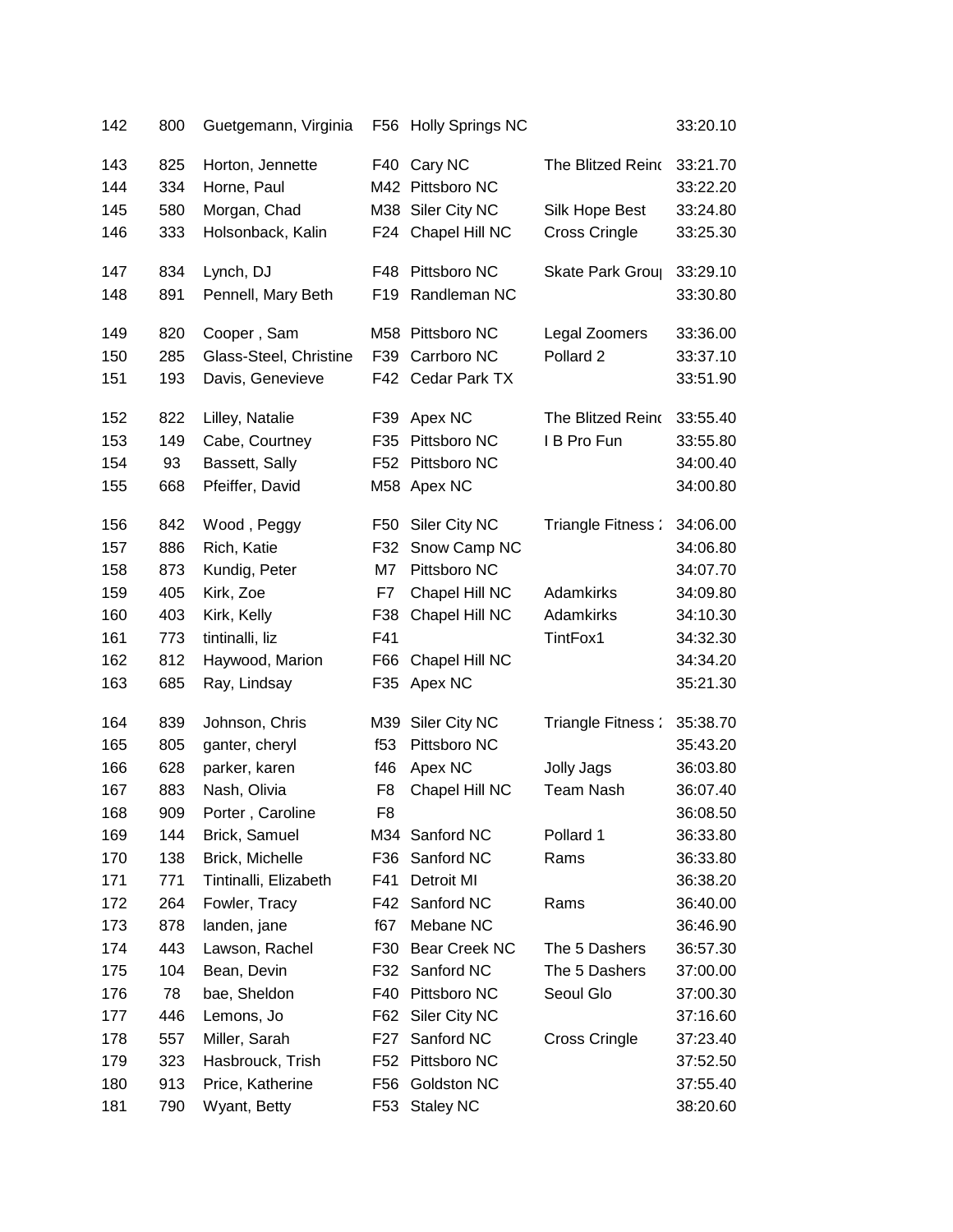| | | | | | | |
|---|---|---|---|---|---|---|
| 142 | 800 | Guetgemann, Virginia | F56 | Holly Springs NC | | 33:20.10 |
| 143 | 825 | Horton, Jennette | F40 | Cary NC | The Blitzed Reind | 33:21.70 |
| 144 | 334 | Horne, Paul | M42 | Pittsboro NC | | 33:22.20 |
| 145 | 580 | Morgan, Chad | M38 | Siler City NC | Silk Hope Best | 33:24.80 |
| 146 | 333 | Holsonback, Kalin | F24 | Chapel Hill NC | Cross Cringle | 33:25.30 |
| 147 | 834 | Lynch, DJ | F48 | Pittsboro NC | Skate Park Group | 33:29.10 |
| 148 | 891 | Pennell, Mary Beth | F19 | Randleman NC | | 33:30.80 |
| 149 | 820 | Cooper , Sam | M58 | Pittsboro NC | Legal Zoomers | 33:36.00 |
| 150 | 285 | Glass-Steel, Christine | F39 | Carrboro NC | Pollard 2 | 33:37.10 |
| 151 | 193 | Davis, Genevieve | F42 | Cedar Park TX | | 33:51.90 |
| 152 | 822 | Lilley, Natalie | F39 | Apex NC | The Blitzed Reind | 33:55.40 |
| 153 | 149 | Cabe, Courtney | F35 | Pittsboro NC | I B Pro Fun | 33:55.80 |
| 154 | 93 | Bassett, Sally | F52 | Pittsboro NC | | 34:00.40 |
| 155 | 668 | Pfeiffer, David | M58 | Apex NC | | 34:00.80 |
| 156 | 842 | Wood , Peggy | F50 | Siler City NC | Triangle Fitness : | 34:06.00 |
| 157 | 886 | Rich, Katie | F32 | Snow Camp NC | | 34:06.80 |
| 158 | 873 | Kundig, Peter | M7 | Pittsboro NC | | 34:07.70 |
| 159 | 405 | Kirk, Zoe | F7 | Chapel Hill NC | Adamkirks | 34:09.80 |
| 160 | 403 | Kirk, Kelly | F38 | Chapel Hill NC | Adamkirks | 34:10.30 |
| 161 | 773 | tintinalli, liz | F41 | | TintFox1 | 34:32.30 |
| 162 | 812 | Haywood, Marion | F66 | Chapel Hill NC | | 34:34.20 |
| 163 | 685 | Ray, Lindsay | F35 | Apex NC | | 35:21.30 |
| 164 | 839 | Johnson, Chris | M39 | Siler City NC | Triangle Fitness : | 35:38.70 |
| 165 | 805 | ganter, cheryl | f53 | Pittsboro NC | | 35:43.20 |
| 166 | 628 | parker, karen | f46 | Apex NC | Jolly Jags | 36:03.80 |
| 167 | 883 | Nash, Olivia | F8 | Chapel Hill NC | Team Nash | 36:07.40 |
| 168 | 909 | Porter , Caroline | F8 | | | 36:08.50 |
| 169 | 144 | Brick, Samuel | M34 | Sanford NC | Pollard 1 | 36:33.80 |
| 170 | 138 | Brick, Michelle | F36 | Sanford NC | Rams | 36:33.80 |
| 171 | 771 | Tintinalli, Elizabeth | F41 | Detroit MI | | 36:38.20 |
| 172 | 264 | Fowler, Tracy | F42 | Sanford NC | Rams | 36:40.00 |
| 173 | 878 | landen, jane | f67 | Mebane NC | | 36:46.90 |
| 174 | 443 | Lawson, Rachel | F30 | Bear Creek NC | The 5 Dashers | 36:57.30 |
| 175 | 104 | Bean, Devin | F32 | Sanford NC | The 5 Dashers | 37:00.00 |
| 176 | 78 | bae, Sheldon | F40 | Pittsboro NC | Seoul Glo | 37:00.30 |
| 177 | 446 | Lemons, Jo | F62 | Siler City NC | | 37:16.60 |
| 178 | 557 | Miller, Sarah | F27 | Sanford NC | Cross Cringle | 37:23.40 |
| 179 | 323 | Hasbrouck, Trish | F52 | Pittsboro NC | | 37:52.50 |
| 180 | 913 | Price, Katherine | F56 | Goldston NC | | 37:55.40 |
| 181 | 790 | Wyant, Betty | F53 | Staley NC | | 38:20.60 |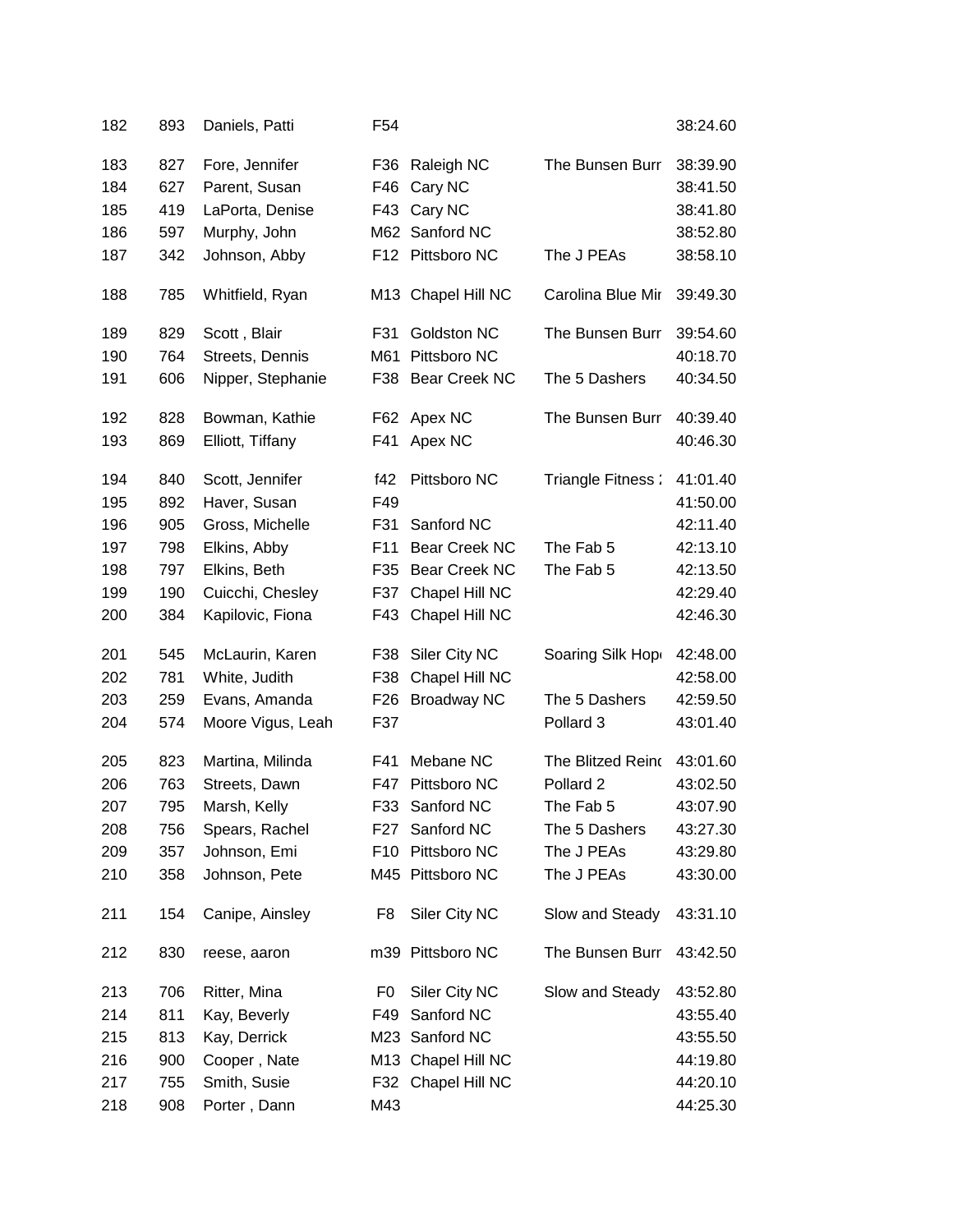| | | | | | | |
|---|---|---|---|---|---|---|
| 182 | 893 | Daniels, Patti | F54 | | | 38:24.60 |
| 183 | 827 | Fore, Jennifer | F36 | Raleigh NC | The Bunsen Burr | 38:39.90 |
| 184 | 627 | Parent, Susan | F46 | Cary NC | | 38:41.50 |
| 185 | 419 | LaPorta, Denise | F43 | Cary NC | | 38:41.80 |
| 186 | 597 | Murphy, John | M62 | Sanford NC | | 38:52.80 |
| 187 | 342 | Johnson, Abby | F12 | Pittsboro NC | The J PEAs | 38:58.10 |
| 188 | 785 | Whitfield, Ryan | M13 | Chapel Hill NC | Carolina Blue Mir | 39:49.30 |
| 189 | 829 | Scott , Blair | F31 | Goldston NC | The Bunsen Burr | 39:54.60 |
| 190 | 764 | Streets, Dennis | M61 | Pittsboro NC | | 40:18.70 |
| 191 | 606 | Nipper, Stephanie | F38 | Bear Creek NC | The 5 Dashers | 40:34.50 |
| 192 | 828 | Bowman, Kathie | F62 | Apex NC | The Bunsen Burr | 40:39.40 |
| 193 | 869 | Elliott, Tiffany | F41 | Apex NC | | 40:46.30 |
| 194 | 840 | Scott, Jennifer | f42 | Pittsboro NC | Triangle Fitness : | 41:01.40 |
| 195 | 892 | Haver, Susan | F49 | | | 41:50.00 |
| 196 | 905 | Gross, Michelle | F31 | Sanford NC | | 42:11.40 |
| 197 | 798 | Elkins, Abby | F11 | Bear Creek NC | The Fab 5 | 42:13.10 |
| 198 | 797 | Elkins, Beth | F35 | Bear Creek NC | The Fab 5 | 42:13.50 |
| 199 | 190 | Cuicchi, Chesley | F37 | Chapel Hill NC | | 42:29.40 |
| 200 | 384 | Kapilovic, Fiona | F43 | Chapel Hill NC | | 42:46.30 |
| 201 | 545 | McLaurin, Karen | F38 | Siler City NC | Soaring Silk Hop | 42:48.00 |
| 202 | 781 | White, Judith | F38 | Chapel Hill NC | | 42:58.00 |
| 203 | 259 | Evans, Amanda | F26 | Broadway NC | The 5 Dashers | 42:59.50 |
| 204 | 574 | Moore Vigus, Leah | F37 | | Pollard 3 | 43:01.40 |
| 205 | 823 | Martina, Milinda | F41 | Mebane NC | The Blitzed Reinc | 43:01.60 |
| 206 | 763 | Streets, Dawn | F47 | Pittsboro NC | Pollard 2 | 43:02.50 |
| 207 | 795 | Marsh, Kelly | F33 | Sanford NC | The Fab 5 | 43:07.90 |
| 208 | 756 | Spears, Rachel | F27 | Sanford NC | The 5 Dashers | 43:27.30 |
| 209 | 357 | Johnson, Emi | F10 | Pittsboro NC | The J PEAs | 43:29.80 |
| 210 | 358 | Johnson, Pete | M45 | Pittsboro NC | The J PEAs | 43:30.00 |
| 211 | 154 | Canipe, Ainsley | F8 | Siler City NC | Slow and Steady | 43:31.10 |
| 212 | 830 | reese, aaron | m39 | Pittsboro NC | The Bunsen Burr | 43:42.50 |
| 213 | 706 | Ritter, Mina | F0 | Siler City NC | Slow and Steady | 43:52.80 |
| 214 | 811 | Kay, Beverly | F49 | Sanford NC | | 43:55.40 |
| 215 | 813 | Kay, Derrick | M23 | Sanford NC | | 43:55.50 |
| 216 | 900 | Cooper , Nate | M13 | Chapel Hill NC | | 44:19.80 |
| 217 | 755 | Smith, Susie | F32 | Chapel Hill NC | | 44:20.10 |
| 218 | 908 | Porter , Dann | M43 | | | 44:25.30 |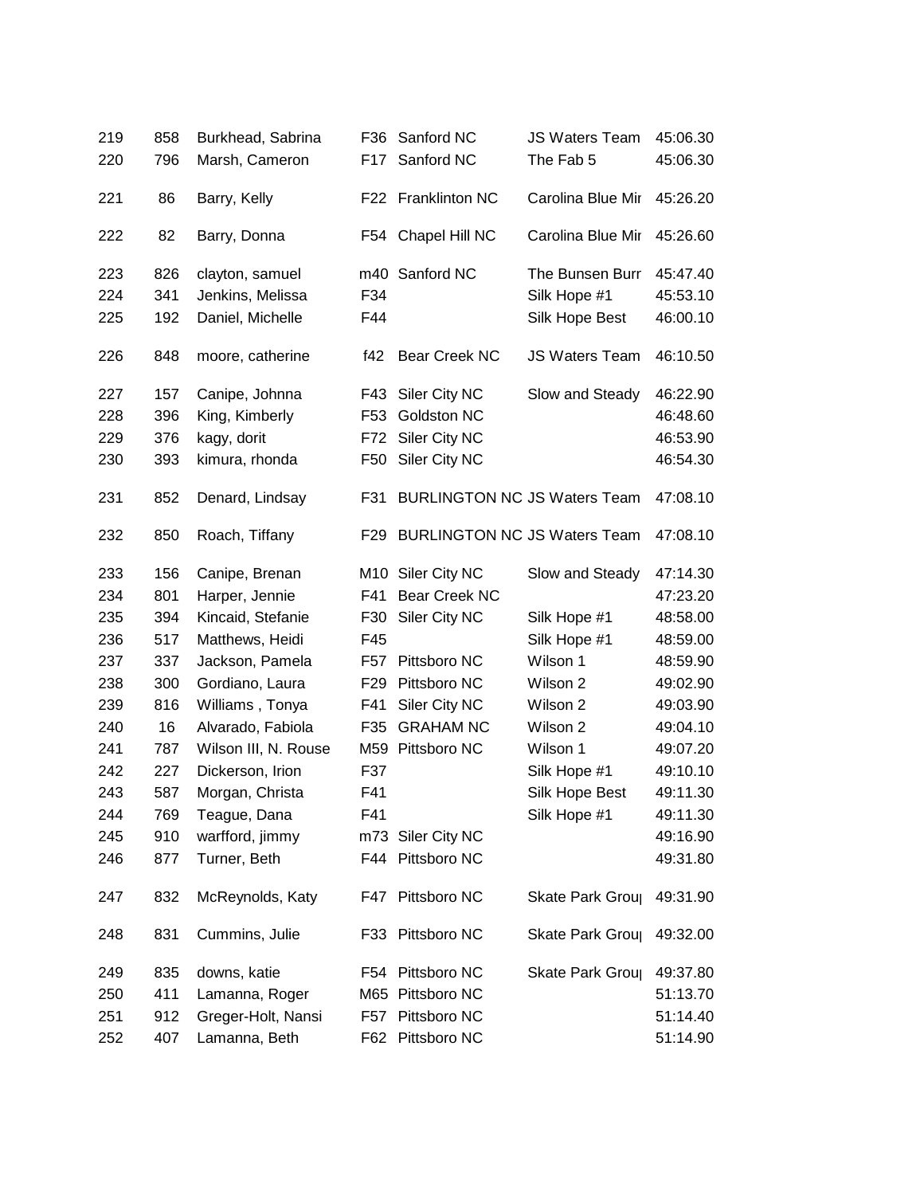| | | | | | | |
|---|---|---|---|---|---|---|
| 219 | 858 | Burkhead, Sabrina | F36 | Sanford NC | JS Waters Team | 45:06.30 |
| 220 | 796 | Marsh, Cameron | F17 | Sanford NC | The Fab 5 | 45:06.30 |
| 221 | 86 | Barry, Kelly | F22 | Franklinton NC | Carolina Blue Mir | 45:26.20 |
| 222 | 82 | Barry, Donna | F54 | Chapel Hill NC | Carolina Blue Mir | 45:26.60 |
| 223 | 826 | clayton, samuel | m40 | Sanford NC | The Bunsen Burr | 45:47.40 |
| 224 | 341 | Jenkins, Melissa | F34 | | Silk Hope #1 | 45:53.10 |
| 225 | 192 | Daniel, Michelle | F44 | | Silk Hope Best | 46:00.10 |
| 226 | 848 | moore, catherine | f42 | Bear Creek NC | JS Waters Team | 46:10.50 |
| 227 | 157 | Canipe, Johnna | F43 | Siler City NC | Slow and Steady | 46:22.90 |
| 228 | 396 | King, Kimberly | F53 | Goldston NC | | 46:48.60 |
| 229 | 376 | kagy, dorit | F72 | Siler City NC | | 46:53.90 |
| 230 | 393 | kimura, rhonda | F50 | Siler City NC | | 46:54.30 |
| 231 | 852 | Denard, Lindsay | F31 | BURLINGTON NC | JS Waters Team | 47:08.10 |
| 232 | 850 | Roach, Tiffany | F29 | BURLINGTON NC | JS Waters Team | 47:08.10 |
| 233 | 156 | Canipe, Brenan | M10 | Siler City NC | Slow and Steady | 47:14.30 |
| 234 | 801 | Harper, Jennie | F41 | Bear Creek NC | | 47:23.20 |
| 235 | 394 | Kincaid, Stefanie | F30 | Siler City NC | Silk Hope #1 | 48:58.00 |
| 236 | 517 | Matthews, Heidi | F45 | | Silk Hope #1 | 48:59.00 |
| 237 | 337 | Jackson, Pamela | F57 | Pittsboro NC | Wilson 1 | 48:59.90 |
| 238 | 300 | Gordiano, Laura | F29 | Pittsboro NC | Wilson 2 | 49:02.90 |
| 239 | 816 | Williams , Tonya | F41 | Siler City NC | Wilson 2 | 49:03.90 |
| 240 | 16 | Alvarado, Fabiola | F35 | GRAHAM NC | Wilson 2 | 49:04.10 |
| 241 | 787 | Wilson III, N. Rouse | M59 | Pittsboro NC | Wilson 1 | 49:07.20 |
| 242 | 227 | Dickerson, Irion | F37 | | Silk Hope #1 | 49:10.10 |
| 243 | 587 | Morgan, Christa | F41 | | Silk Hope Best | 49:11.30 |
| 244 | 769 | Teague, Dana | F41 | | Silk Hope #1 | 49:11.30 |
| 245 | 910 | warfford, jimmy | m73 | Siler City NC | | 49:16.90 |
| 246 | 877 | Turner, Beth | F44 | Pittsboro NC | | 49:31.80 |
| 247 | 832 | McReynolds, Katy | F47 | Pittsboro NC | Skate Park Grou | 49:31.90 |
| 248 | 831 | Cummins, Julie | F33 | Pittsboro NC | Skate Park Grou | 49:32.00 |
| 249 | 835 | downs, katie | F54 | Pittsboro NC | Skate Park Grou | 49:37.80 |
| 250 | 411 | Lamanna, Roger | M65 | Pittsboro NC | | 51:13.70 |
| 251 | 912 | Greger-Holt, Nansi | F57 | Pittsboro NC | | 51:14.40 |
| 252 | 407 | Lamanna, Beth | F62 | Pittsboro NC | | 51:14.90 |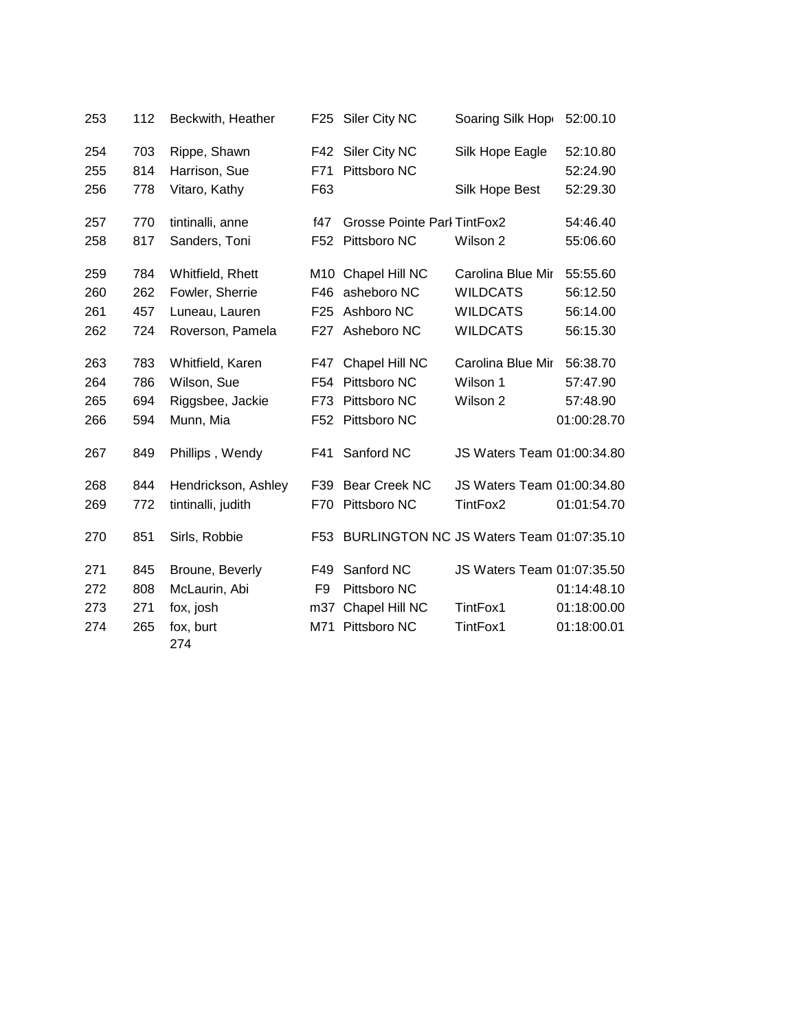| | | | | | | |
|---|---|---|---|---|---|---|
| 253 | 112 | Beckwith, Heather | F25 | Siler City NC | Soaring Silk Hop | 52:00.10 |
| 254 | 703 | Rippe, Shawn | F42 | Siler City NC | Silk Hope Eagle | 52:10.80 |
| 255 | 814 | Harrison, Sue | F71 | Pittsboro NC | | 52:24.90 |
| 256 | 778 | Vitaro, Kathy | F63 | | Silk Hope Best | 52:29.30 |
| 257 | 770 | tintinalli, anne | f47 | Grosse Pointe Parl | TintFox2 | 54:46.40 |
| 258 | 817 | Sanders, Toni | F52 | Pittsboro NC | Wilson 2 | 55:06.60 |
| 259 | 784 | Whitfield, Rhett | M10 | Chapel Hill NC | Carolina Blue Mir | 55:55.60 |
| 260 | 262 | Fowler, Sherrie | F46 | asheboro NC | WILDCATS | 56:12.50 |
| 261 | 457 | Luneau, Lauren | F25 | Ashboro NC | WILDCATS | 56:14.00 |
| 262 | 724 | Roverson, Pamela | F27 | Asheboro NC | WILDCATS | 56:15.30 |
| 263 | 783 | Whitfield, Karen | F47 | Chapel Hill NC | Carolina Blue Mir | 56:38.70 |
| 264 | 786 | Wilson, Sue | F54 | Pittsboro NC | Wilson 1 | 57:47.90 |
| 265 | 694 | Riggsbee, Jackie | F73 | Pittsboro NC | Wilson 2 | 57:48.90 |
| 266 | 594 | Munn, Mia | F52 | Pittsboro NC | | 01:00:28.70 |
| 267 | 849 | Phillips , Wendy | F41 | Sanford NC | JS Waters Team | 01:00:34.80 |
| 268 | 844 | Hendrickson, Ashley | F39 | Bear Creek NC | JS Waters Team | 01:00:34.80 |
| 269 | 772 | tintinalli, judith | F70 | Pittsboro NC | TintFox2 | 01:01:54.70 |
| 270 | 851 | Sirls, Robbie | F53 | BURLINGTON NC | JS Waters Team | 01:07:35.10 |
| 271 | 845 | Broune, Beverly | F49 | Sanford NC | JS Waters Team | 01:07:35.50 |
| 272 | 808 | McLaurin, Abi | F9 | Pittsboro NC | | 01:14:48.10 |
| 273 | 271 | fox, josh | m37 | Chapel Hill NC | TintFox1 | 01:18:00.00 |
| 274 | 265 | fox, burt | M71 | Pittsboro NC | TintFox1 | 01:18:00.01 |
| | | 274 | | | | |